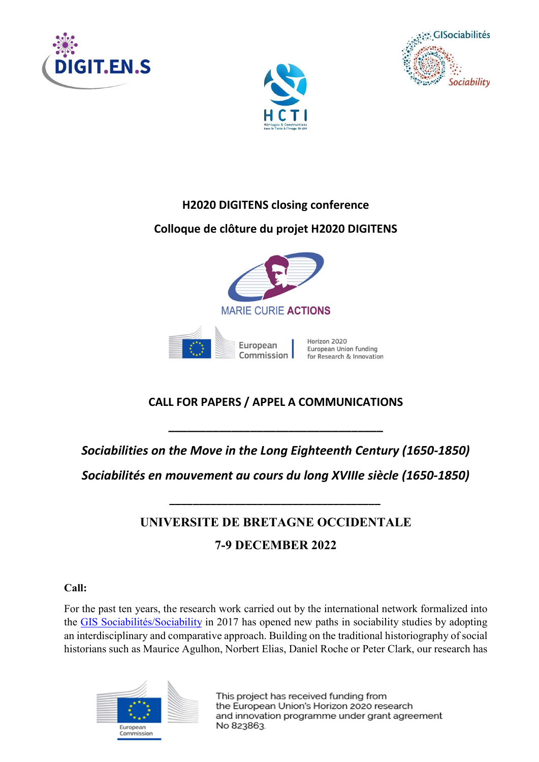**H2020 DIGITENS closing conference**

**Colloque de clôture du projet H2020 DIGITENS**

MARIE CURIE ACTIONS

European Commission | Horizon 2020 European Union funding for Research & Innovation

**CALL FOR PAPERS / APPEL A COMMUNICATIONS**

---

***Sociabilities on the Move in the Long Eighteenth Century (1650-1850)***

***Sociabilités en mouvement au cours du long XVIIIe siècle (1650-1850)***

---

**UNIVERSITE DE BRETAGNE OCCIDENTALE**

**7-9 DECEMBER 2022**

**Call:**

For the past ten years, the research work carried out by the international network formalized into the GIS Sociabilités/Sociability in 2017 has opened new paths in sociability studies by adopting an interdisciplinary and comparative approach. Building on the traditional historiography of social historians such as Maurice Agulhon, Norbert Elias, Daniel Roche or Peter Clark, our research has

This project has received funding from the European Union's Horizon 2020 research and innovation programme under grant agreement No 823863.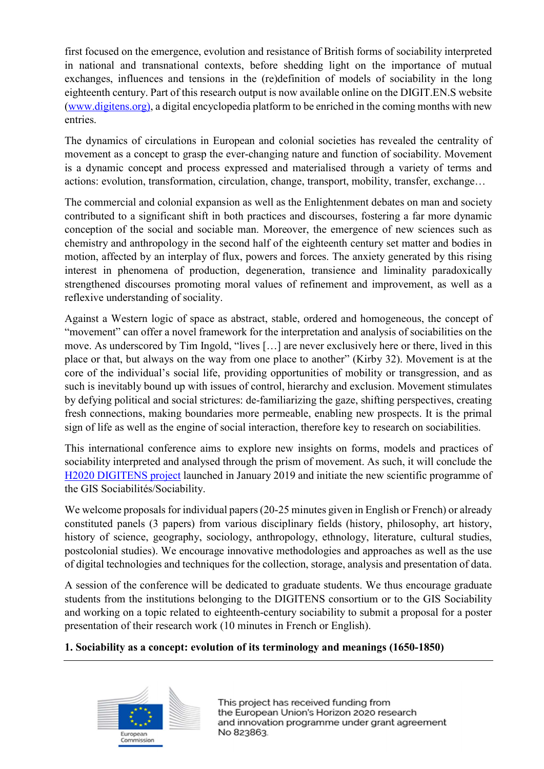first focused on the emergence, evolution and resistance of British forms of sociability interpreted in national and transnational contexts, before shedding light on the importance of mutual exchanges, influences and tensions in the (re)definition of models of sociability in the long eighteenth century. Part of this research output is now available online on the DIGIT.EN.S website ([www.digitens.org](http://www.digitens.org)), a digital encyclopedia platform to be enriched in the coming months with new entries.

The dynamics of circulations in European and colonial societies has revealed the centrality of movement as a concept to grasp the ever-changing nature and function of sociability. Movement is a dynamic concept and process expressed and materialised through a variety of terms and actions: evolution, transformation, circulation, change, transport, mobility, transfer, exchange…

The commercial and colonial expansion as well as the Enlightenment debates on man and society contributed to a significant shift in both practices and discourses, fostering a far more dynamic conception of the social and sociable man. Moreover, the emergence of new sciences such as chemistry and anthropology in the second half of the eighteenth century set matter and bodies in motion, affected by an interplay of flux, powers and forces. The anxiety generated by this rising interest in phenomena of production, degeneration, transience and liminality paradoxically strengthened discourses promoting moral values of refinement and improvement, as well as a reflexive understanding of sociality.

Against a Western logic of space as abstract, stable, ordered and homogeneous, the concept of "movement" can offer a novel framework for the interpretation and analysis of sociabilities on the move. As underscored by Tim Ingold, "lives […] are never exclusively here or there, lived in this place or that, but always on the way from one place to another" (Kirby 32). Movement is at the core of the individual's social life, providing opportunities of mobility or transgression, and as such is inevitably bound up with issues of control, hierarchy and exclusion. Movement stimulates by defying political and social strictures: de-familiarizing the gaze, shifting perspectives, creating fresh connections, making boundaries more permeable, enabling new prospects. It is the primal sign of life as well as the engine of social interaction, therefore key to research on sociabilities.

This international conference aims to explore new insights on forms, models and practices of sociability interpreted and analysed through the prism of movement. As such, it will conclude the H2020 DIGITENS project launched in January 2019 and initiate the new scientific programme of the GIS Sociabilités/Sociability.

We welcome proposals for individual papers (20-25 minutes given in English or French) or already constituted panels (3 papers) from various disciplinary fields (history, philosophy, art history, history of science, geography, sociology, anthropology, ethnology, literature, cultural studies, postcolonial studies). We encourage innovative methodologies and approaches as well as the use of digital technologies and techniques for the collection, storage, analysis and presentation of data.

A session of the conference will be dedicated to graduate students. We thus encourage graduate students from the institutions belonging to the DIGITENS consortium or to the GIS Sociability and working on a topic related to eighteenth-century sociability to submit a proposal for a poster presentation of their research work (10 minutes in French or English).

**1. Sociability as a concept: evolution of its terminology and meanings (1650-1850)**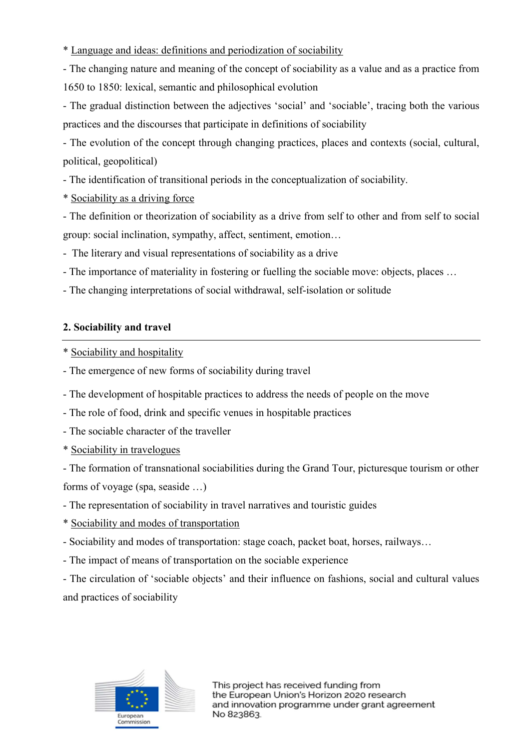* <u>Language and ideas: definitions and periodization of sociability</u>

- The changing nature and meaning of the concept of sociability as a value and as a practice from 1650 to 1850: lexical, semantic and philosophical evolution
- The gradual distinction between the adjectives 'social' and 'sociable', tracing both the various practices and the discourses that participate in definitions of sociability
- The evolution of the concept through changing practices, places and contexts (social, cultural, political, geopolitical)
- The identification of transitional periods in the conceptualization of sociability.

* <u>Sociability as a driving force</u>

- The definition or theorization of sociability as a drive from self to other and from self to social group: social inclination, sympathy, affect, sentiment, emotion…
- The literary and visual representations of sociability as a drive
- The importance of materiality in fostering or fuelling the sociable move: objects, places …
- The changing interpretations of social withdrawal, self-isolation or solitude

## 2. Sociability and travel

* <u>Sociability and hospitality</u>

- The emergence of new forms of sociability during travel
- The development of hospitable practices to address the needs of people on the move
- The role of food, drink and specific venues in hospitable practices
- The sociable character of the traveller

* <u>Sociability in travelogues</u>

- The formation of transnational sociabilities during the Grand Tour, picturesque tourism or other forms of voyage (spa, seaside …)
- The representation of sociability in travel narratives and touristic guides

* <u>Sociability and modes of transportation</u>

- Sociability and modes of transportation: stage coach, packet boat, horses, railways…
- The impact of means of transportation on the sociable experience
- The circulation of 'sociable objects' and their influence on fashions, social and cultural values and practices of sociability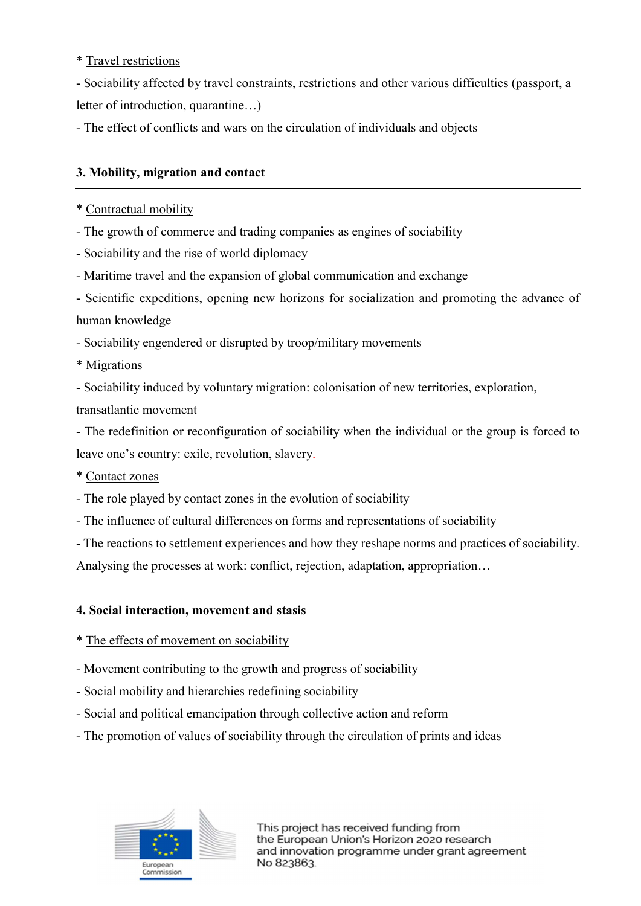* <u>Travel restrictions</u>

- Sociability affected by travel constraints, restrictions and other various difficulties (passport, a letter of introduction, quarantine…)
- The effect of conflicts and wars on the circulation of individuals and objects

**3. Mobility, migration and contact**

---

* <u>Contractual mobility</u>

- The growth of commerce and trading companies as engines of sociability
- Sociability and the rise of world diplomacy
- Maritime travel and the expansion of global communication and exchange
- Scientific expeditions, opening new horizons for socialization and promoting the advance of human knowledge
- Sociability engendered or disrupted by troop/military movements

* <u>Migrations</u>

- Sociability induced by voluntary migration: colonisation of new territories, exploration, transatlantic movement
- The redefinition or reconfiguration of sociability when the individual or the group is forced to leave one's country: exile, revolution, slavery.

* <u>Contact zones</u>

- The role played by contact zones in the evolution of sociability
- The influence of cultural differences on forms and representations of sociability
- The reactions to settlement experiences and how they reshape norms and practices of sociability. Analysing the processes at work: conflict, rejection, adaptation, appropriation…

**4. Social interaction, movement and stasis**

---

* <u>The effects of movement on sociability</u>

- Movement contributing to the growth and progress of sociability
- Social mobility and hierarchies redefining sociability
- Social and political emancipation through collective action and reform
- The promotion of values of sociability through the circulation of prints and ideas

This project has received funding from the European Union's Horizon 2020 research and innovation programme under grant agreement No 823863.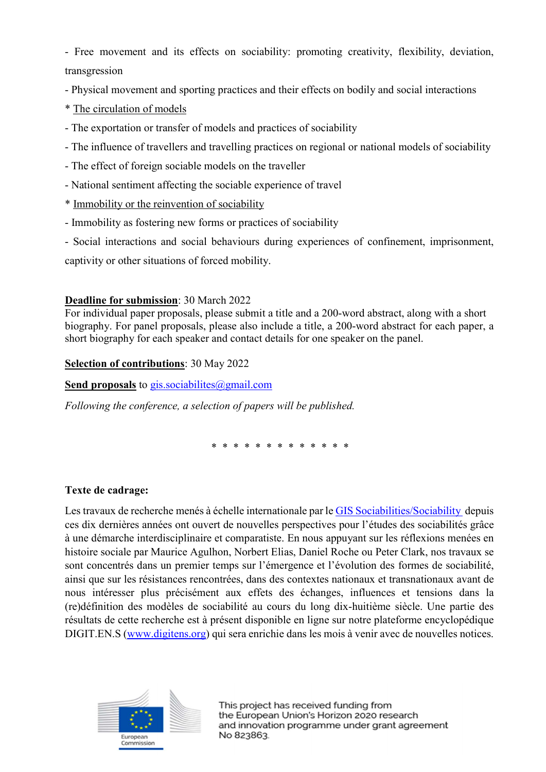- Free movement and its effects on sociability: promoting creativity, flexibility, deviation, transgression

- Physical movement and sporting practices and their effects on bodily and social interactions

* The circulation of models

- The exportation or transfer of models and practices of sociability

- The influence of travellers and travelling practices on regional or national models of sociability

- The effect of foreign sociable models on the traveller

- National sentiment affecting the sociable experience of travel

* Immobility or the reinvention of sociability

- Immobility as fostering new forms or practices of sociability

- Social interactions and social behaviours during experiences of confinement, imprisonment, captivity or other situations of forced mobility.

**Deadline for submission**: 30 March 2022
For individual paper proposals, please submit a title and a 200-word abstract, along with a short biography. For panel proposals, please also include a title, a 200-word abstract for each paper, a short biography for each speaker and contact details for one speaker on the panel.

**Selection of contributions**: 30 May 2022

**Send proposals** to gis.sociabilites@gmail.com

*Following the conference, a selection of papers will be published.*

* * * * * * * * * * * * *

**Texte de cadrage:**

Les travaux de recherche menés à échelle internationale par le GIS Sociabilities/Sociability depuis ces dix dernières années ont ouvert de nouvelles perspectives pour l'études des sociabilités grâce à une démarche interdisciplinaire et comparatiste. En nous appuyant sur les réflexions menées en histoire sociale par Maurice Agulhon, Norbert Elias, Daniel Roche ou Peter Clark, nos travaux se sont concentrés dans un premier temps sur l'émergence et l'évolution des formes de sociabilité, ainsi que sur les résistances rencontrées, dans des contextes nationaux et transnationaux avant de nous intéresser plus précisément aux effets des échanges, influences et tensions dans la (re)définition des modèles de sociabilité au cours du long dix-huitième siècle. Une partie des résultats de cette recherche est à présent disponible en ligne sur notre plateforme encyclopédique DIGIT.EN.S (www.digitens.org) qui sera enrichie dans les mois à venir avec de nouvelles notices.

This project has received funding from the European Union's Horizon 2020 research and innovation programme under grant agreement No 823863.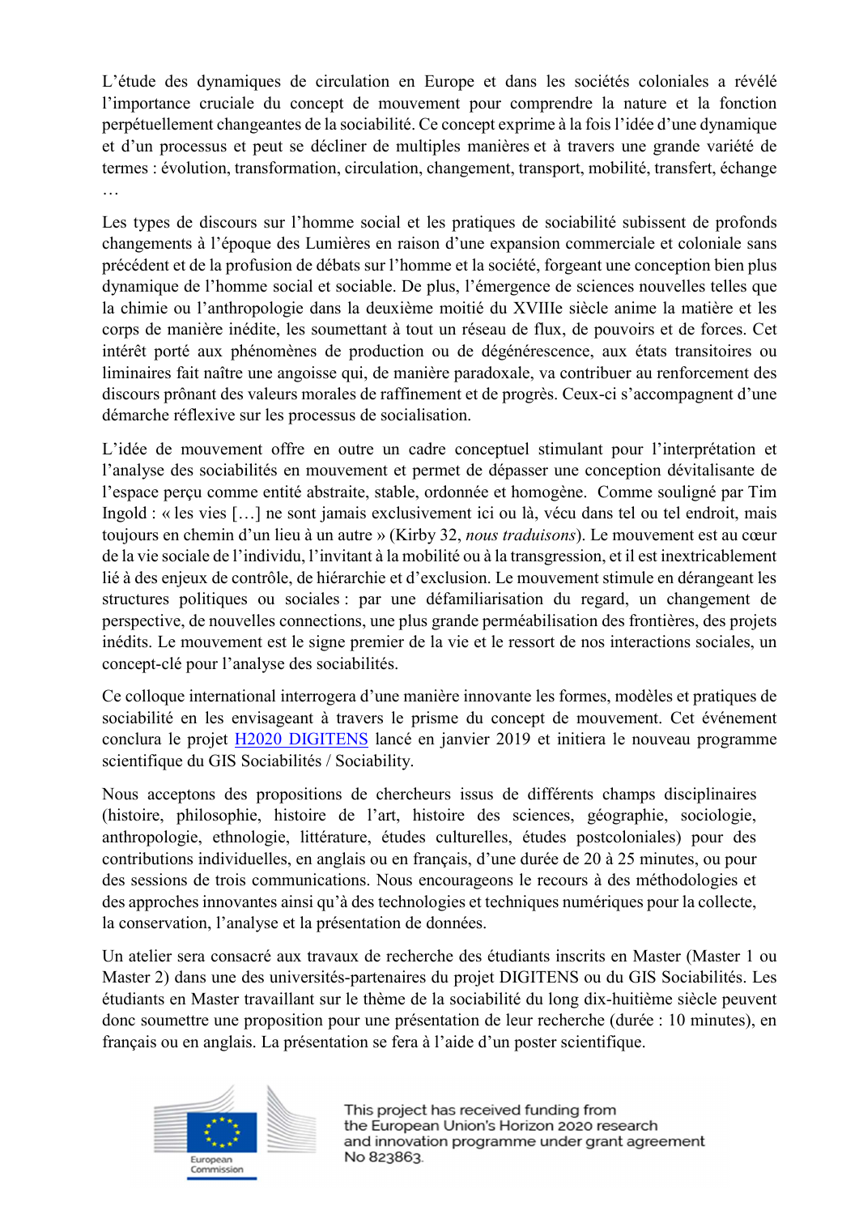L'étude des dynamiques de circulation en Europe et dans les sociétés coloniales a révélé l'importance cruciale du concept de mouvement pour comprendre la nature et la fonction perpétuellement changeantes de la sociabilité. Ce concept exprime à la fois l'idée d'une dynamique et d'un processus et peut se décliner de multiples manières et à travers une grande variété de termes : évolution, transformation, circulation, changement, transport, mobilité, transfert, échange …

Les types de discours sur l'homme social et les pratiques de sociabilité subissent de profonds changements à l'époque des Lumières en raison d'une expansion commerciale et coloniale sans précédent et de la profusion de débats sur l'homme et la société, forgeant une conception bien plus dynamique de l'homme social et sociable. De plus, l'émergence de sciences nouvelles telles que la chimie ou l'anthropologie dans la deuxième moitié du XVIIIe siècle anime la matière et les corps de manière inédite, les soumettant à tout un réseau de flux, de pouvoirs et de forces. Cet intérêt porté aux phénomènes de production ou de dégénérescence, aux états transitoires ou liminaires fait naître une angoisse qui, de manière paradoxale, va contribuer au renforcement des discours prônant des valeurs morales de raffinement et de progrès. Ceux-ci s'accompagnent d'une démarche réflexive sur les processus de socialisation.

L'idée de mouvement offre en outre un cadre conceptuel stimulant pour l'interprétation et l'analyse des sociabilités en mouvement et permet de dépasser une conception dévitalisante de l'espace perçu comme entité abstraite, stable, ordonnée et homogène. Comme souligné par Tim Ingold : « les vies […] ne sont jamais exclusivement ici ou là, vécu dans tel ou tel endroit, mais toujours en chemin d'un lieu à un autre » (Kirby 32, *nous traduisons*). Le mouvement est au cœur de la vie sociale de l'individu, l'invitant à la mobilité ou à la transgression, et il est inextricablement lié à des enjeux de contrôle, de hiérarchie et d'exclusion. Le mouvement stimule en dérangeant les structures politiques ou sociales : par une défamiliarisation du regard, un changement de perspective, de nouvelles connections, une plus grande perméabilisation des frontières, des projets inédits. Le mouvement est le signe premier de la vie et le ressort de nos interactions sociales, un concept-clé pour l'analyse des sociabilités.

Ce colloque international interrogera d'une manière innovante les formes, modèles et pratiques de sociabilité en les envisageant à travers le prisme du concept de mouvement. Cet événement conclura le projet H2020 DIGITENS lancé en janvier 2019 et initiera le nouveau programme scientifique du GIS Sociabilités / Sociability.

Nous acceptons des propositions de chercheurs issus de différents champs disciplinaires (histoire, philosophie, histoire de l'art, histoire des sciences, géographie, sociologie, anthropologie, ethnologie, littérature, études culturelles, études postcoloniales) pour des contributions individuelles, en anglais ou en français, d'une durée de 20 à 25 minutes, ou pour des sessions de trois communications. Nous encourageons le recours à des méthodologies et des approches innovantes ainsi qu'à des technologies et techniques numériques pour la collecte, la conservation, l'analyse et la présentation de données.

Un atelier sera consacré aux travaux de recherche des étudiants inscrits en Master (Master 1 ou Master 2) dans une des universités-partenaires du projet DIGITENS ou du GIS Sociabilités. Les étudiants en Master travaillant sur le thème de la sociabilité du long dix-huitième siècle peuvent donc soumettre une proposition pour une présentation de leur recherche (durée : 10 minutes), en français ou en anglais. La présentation se fera à l'aide d'un poster scientifique.

European Commission

This project has received funding from the European Union's Horizon 2020 research and innovation programme under grant agreement No 823863.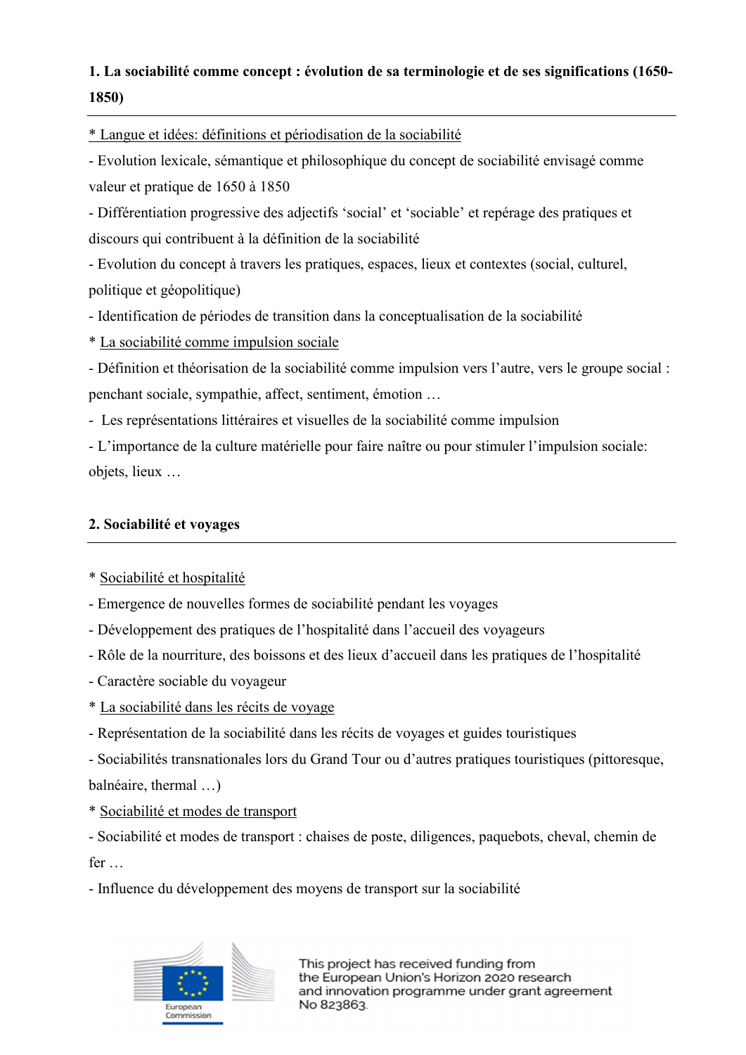**1. La sociabilité comme concept : évolution de sa terminologie et de ses significations (1650-1850)**

* Langue et idées: définitions et périodisation de la sociabilité

- Evolution lexicale, sémantique et philosophique du concept de sociabilité envisagé comme valeur et pratique de 1650 à 1850
- Différentiation progressive des adjectifs ‘social’ et ‘sociable’ et repérage des pratiques et discours qui contribuent à la définition de la sociabilité
- Evolution du concept à travers les pratiques, espaces, lieux et contextes (social, culturel, politique et géopolitique)
- Identification de périodes de transition dans la conceptualisation de la sociabilité

* La sociabilité comme impulsion sociale

- Définition et théorisation de la sociabilité comme impulsion vers l’autre, vers le groupe social : penchant sociale, sympathie, affect, sentiment, émotion …
- Les représentations littéraires et visuelles de la sociabilité comme impulsion
- L’importance de la culture matérielle pour faire naître ou pour stimuler l’impulsion sociale: objets, lieux …

**2. Sociabilité et voyages**

* Sociabilité et hospitalité

- Emergence de nouvelles formes de sociabilité pendant les voyages
- Développement des pratiques de l’hospitalité dans l’accueil des voyageurs
- Rôle de la nourriture, des boissons et des lieux d’accueil dans les pratiques de l’hospitalité
- Caractère sociable du voyageur

* La sociabilité dans les récits de voyage

- Représentation de la sociabilité dans les récits de voyages et guides touristiques
- Sociabilités transnationales lors du Grand Tour ou d’autres pratiques touristiques (pittoresque, balnéaire, thermal …)

* Sociabilité et modes de transport

- Sociabilité et modes de transport : chaises de poste, diligences, paquebots, cheval, chemin de fer …
- Influence du développement des moyens de transport sur la sociabilité

This project has received funding from the European Union's Horizon 2020 research and innovation programme under grant agreement No 823863.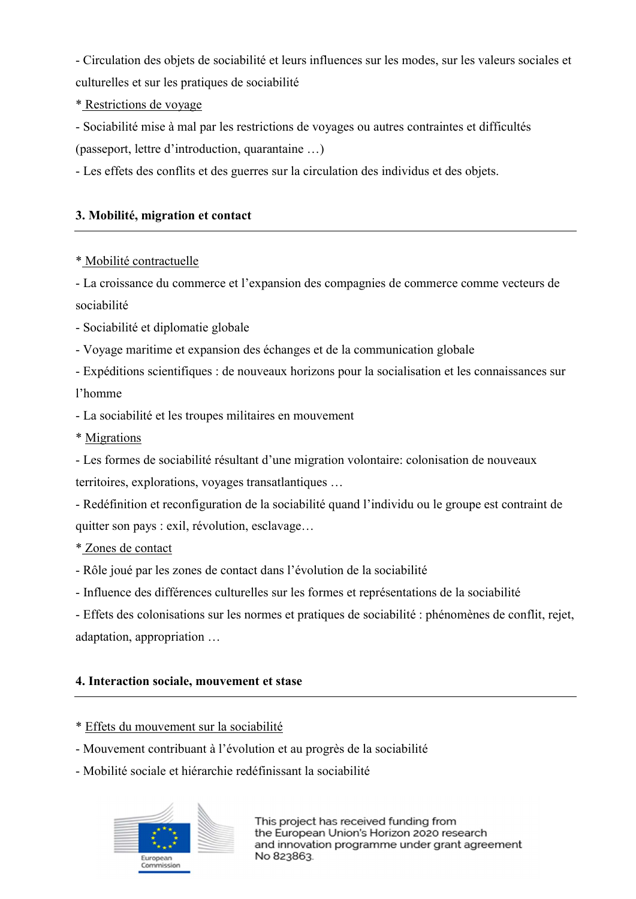- Circulation des objets de sociabilité et leurs influences sur les modes, sur les valeurs sociales et culturelles et sur les pratiques de sociabilité

* <u>Restrictions de voyage</u>

- Sociabilité mise à mal par les restrictions de voyages ou autres contraintes et difficultés (passeport, lettre d'introduction, quarantaine …)
- Les effets des conflits et des guerres sur la circulation des individus et des objets.

**3. Mobilité, migration et contact**

---

* <u>Mobilité contractuelle</u>

- La croissance du commerce et l'expansion des compagnies de commerce comme vecteurs de sociabilité
- Sociabilité et diplomatie globale
- Voyage maritime et expansion des échanges et de la communication globale
- Expéditions scientifiques : de nouveaux horizons pour la socialisation et les connaissances sur l'homme
- La sociabilité et les troupes militaires en mouvement

* <u>Migrations</u>

- Les formes de sociabilité résultant d'une migration volontaire: colonisation de nouveaux territoires, explorations, voyages transatlantiques …
- Redéfinition et reconfiguration de la sociabilité quand l'individu ou le groupe est contraint de quitter son pays : exil, révolution, esclavage…

* <u>Zones de contact</u>

- Rôle joué par les zones de contact dans l'évolution de la sociabilité
- Influence des différences culturelles sur les formes et représentations de la sociabilité
- Effets des colonisations sur les normes et pratiques de sociabilité : phénomènes de conflit, rejet, adaptation, appropriation …

**4. Interaction sociale, mouvement et stase**

---

* <u>Effets du mouvement sur la sociabilité</u>

- Mouvement contribuant à l'évolution et au progrès de la sociabilité
- Mobilité sociale et hiérarchie redéfinissant la sociabilité

European Commission

This project has received funding from the European Union's Horizon 2020 research and innovation programme under grant agreement No 823863.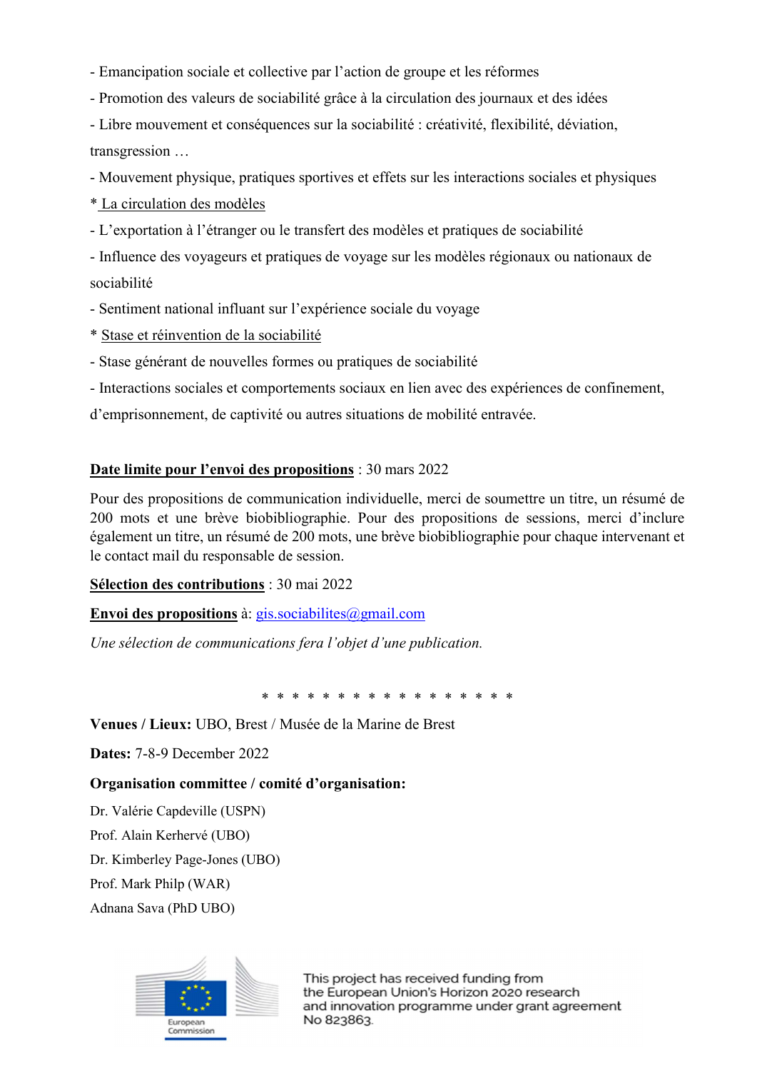- Emancipation sociale et collective par l'action de groupe et les réformes
- Promotion des valeurs de sociabilité grâce à la circulation des journaux et des idées
- Libre mouvement et conséquences sur la sociabilité : créativité, flexibilité, déviation, transgression …
- Mouvement physique, pratiques sportives et effets sur les interactions sociales et physiques

* La circulation des modèles

- L'exportation à l'étranger ou le transfert des modèles et pratiques de sociabilité
- Influence des voyageurs et pratiques de voyage sur les modèles régionaux ou nationaux de sociabilité
- Sentiment national influant sur l'expérience sociale du voyage

* Stase et réinvention de la sociabilité

- Stase générant de nouvelles formes ou pratiques de sociabilité
- Interactions sociales et comportements sociaux en lien avec des expériences de confinement, d'emprisonnement, de captivité ou autres situations de mobilité entravée.

**Date limite pour l'envoi des propositions** : 30 mars 2022

Pour des propositions de communication individuelle, merci de soumettre un titre, un résumé de 200 mots et une brève biobibliographie. Pour des propositions de sessions, merci d'inclure également un titre, un résumé de 200 mots, une brève biobibliographie pour chaque intervenant et le contact mail du responsable de session.

**Sélection des contributions** : 30 mai 2022

**Envoi des propositions** à: gis.sociabilites@gmail.com

*Une sélection de communications fera l'objet d'une publication.*

\* \* \* \* \* \* \* \* \* \* \* \* \* \* \* \* \*

**Venues / Lieux:** UBO, Brest / Musée de la Marine de Brest

**Dates:** 7-8-9 December 2022

**Organisation committee / comité d'organisation:**

Dr. Valérie Capdeville (USPN)

Prof. Alain Kerhervé (UBO)

Dr. Kimberley Page-Jones (UBO)

Prof. Mark Philp (WAR)

Adnana Sava (PhD UBO)

European Commission

This project has received funding from the European Union's Horizon 2020 research and innovation programme under grant agreement No 823863.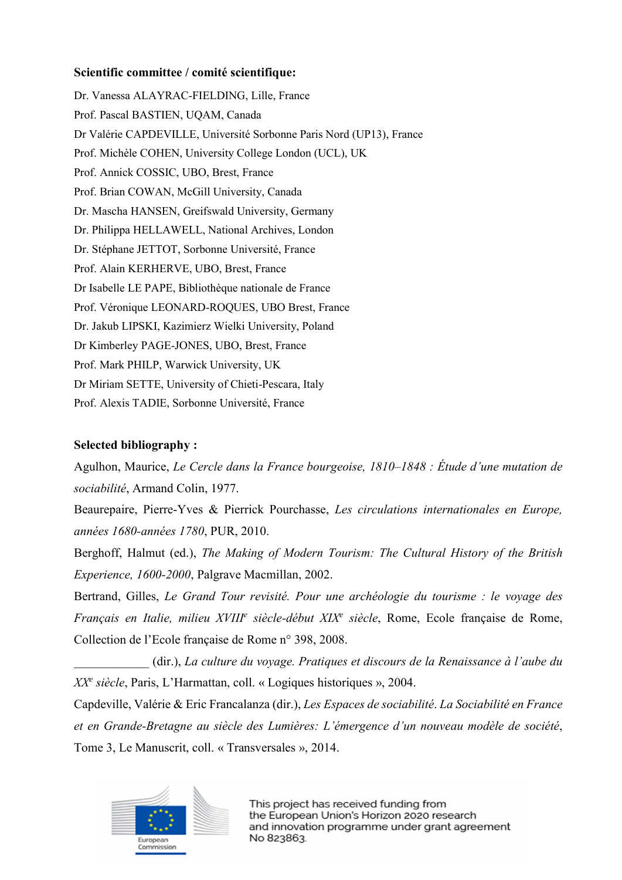**Scientific committee / comité scientifique:**

Dr. Vanessa ALAYRAC-FIELDING, Lille, France
Prof. Pascal BASTIEN, UQAM, Canada
Dr Valérie CAPDEVILLE, Université Sorbonne Paris Nord (UP13), France
Prof. Michèle COHEN, University College London (UCL), UK
Prof. Annick COSSIC, UBO, Brest, France
Prof. Brian COWAN, McGill University, Canada
Dr. Mascha HANSEN, Greifswald University, Germany
Dr. Philippa HELLAWELL, National Archives, London
Dr. Stéphane JETTOT, Sorbonne Université, France
Prof. Alain KERHERVE, UBO, Brest, France
Dr Isabelle LE PAPE, Bibliothèque nationale de France
Prof. Véronique LEONARD-ROQUES, UBO Brest, France
Dr. Jakub LIPSKI, Kazimierz Wielki University, Poland
Dr Kimberley PAGE-JONES, UBO, Brest, France
Prof. Mark PHILP, Warwick University, UK
Dr Miriam SETTE, University of Chieti-Pescara, Italy
Prof. Alexis TADIE, Sorbonne Université, France

**Selected bibliography :**

Agulhon, Maurice, *Le Cercle dans la France bourgeoise, 1810–1848 : Étude d'une mutation de sociabilité*, Armand Colin, 1977.

Beaurepaire, Pierre-Yves & Pierrick Pourchasse, *Les circulations internationales en Europe, années 1680-années 1780*, PUR, 2010.

Berghoff, Halmut (ed.), *The Making of Modern Tourism: The Cultural History of the British Experience, 1600-2000*, Palgrave Macmillan, 2002.

Bertrand, Gilles, *Le Grand Tour revisité. Pour une archéologie du tourisme : le voyage des Français en Italie, milieu XVIII*[e] *siècle-début XIX*[e] *siècle*, Rome, Ecole française de Rome, Collection de l'Ecole française de Rome n° 398, 2008.

____________ (dir.), *La culture du voyage. Pratiques et discours de la Renaissance à l'aube du XX*[e] *siècle*, Paris, L'Harmattan, coll. « Logiques historiques », 2004.

Capdeville, Valérie & Eric Francalanza (dir.), *Les Espaces de sociabilité. La Sociabilité en France et en Grande-Bretagne au siècle des Lumières: L'émergence d'un nouveau modèle de société*, Tome 3, Le Manuscrit, coll. « Transversales », 2014.

European Commission

This project has received funding from the European Union's Horizon 2020 research and innovation programme under grant agreement No 823863.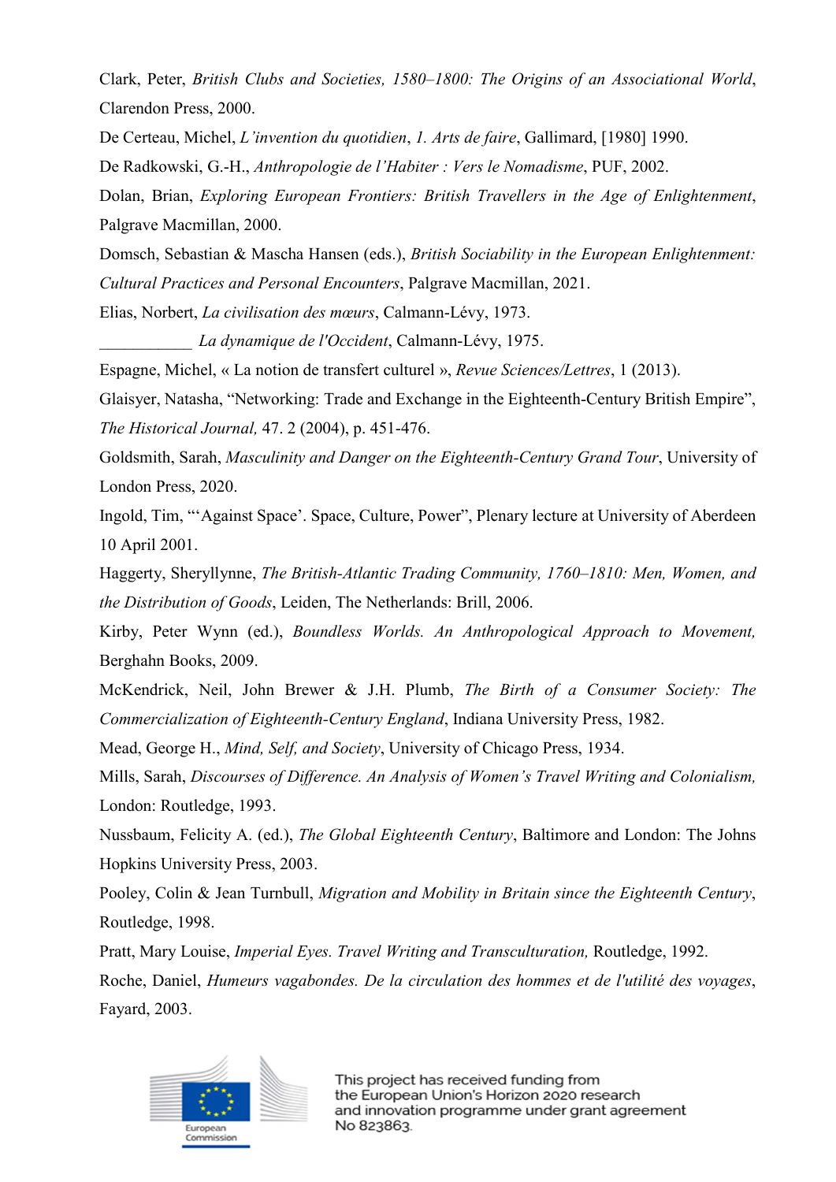Clark, Peter, *British Clubs and Societies, 1580–1800: The Origins of an Associational World*, Clarendon Press, 2000.

De Certeau, Michel, *L'invention du quotidien*, *1. Arts de faire*, Gallimard, [1980] 1990.

De Radkowski, G.-H., *Anthropologie de l'Habiter : Vers le Nomadisme*, PUF, 2002.

Dolan, Brian, *Exploring European Frontiers: British Travellers in the Age of Enlightenment*, Palgrave Macmillan, 2000.

Domsch, Sebastian & Mascha Hansen (eds.), *British Sociability in the European Enlightenment: Cultural Practices and Personal Encounters*, Palgrave Macmillan, 2021.

Elias, Norbert, *La civilisation des mœurs*, Calmann-Lévy, 1973.

___________ *La dynamique de l'Occident*, Calmann-Lévy, 1975.

Espagne, Michel, « La notion de transfert culturel », *Revue Sciences/Lettres*, 1 (2013).

Glaisyer, Natasha, "Networking: Trade and Exchange in the Eighteenth-Century British Empire", *The Historical Journal,* 47. 2 (2004), p. 451-476.

Goldsmith, Sarah, *Masculinity and Danger on the Eighteenth-Century Grand Tour*, University of London Press, 2020.

Ingold, Tim, "'Against Space'. Space, Culture, Power", Plenary lecture at University of Aberdeen 10 April 2001.

Haggerty, Sheryllynne, *The British-Atlantic Trading Community, 1760–1810: Men, Women, and the Distribution of Goods*, Leiden, The Netherlands: Brill, 2006.

Kirby, Peter Wynn (ed.), *Boundless Worlds. An Anthropological Approach to Movement,* Berghahn Books, 2009.

McKendrick, Neil, John Brewer & J.H. Plumb, *The Birth of a Consumer Society: The Commercialization of Eighteenth-Century England*, Indiana University Press, 1982.

Mead, George H., *Mind, Self, and Society*, University of Chicago Press, 1934.

Mills, Sarah, *Discourses of Difference. An Analysis of Women's Travel Writing and Colonialism,* London: Routledge, 1993.

Nussbaum, Felicity A. (ed.), *The Global Eighteenth Century*, Baltimore and London: The Johns Hopkins University Press, 2003.

Pooley, Colin & Jean Turnbull, *Migration and Mobility in Britain since the Eighteenth Century*, Routledge, 1998.

Pratt, Mary Louise, *Imperial Eyes. Travel Writing and Transculturation,* Routledge, 1992.

Roche, Daniel, *Humeurs vagabondes. De la circulation des hommes et de l'utilité des voyages*, Fayard, 2003.

This project has received funding from the European Union's Horizon 2020 research and innovation programme under grant agreement No 823863.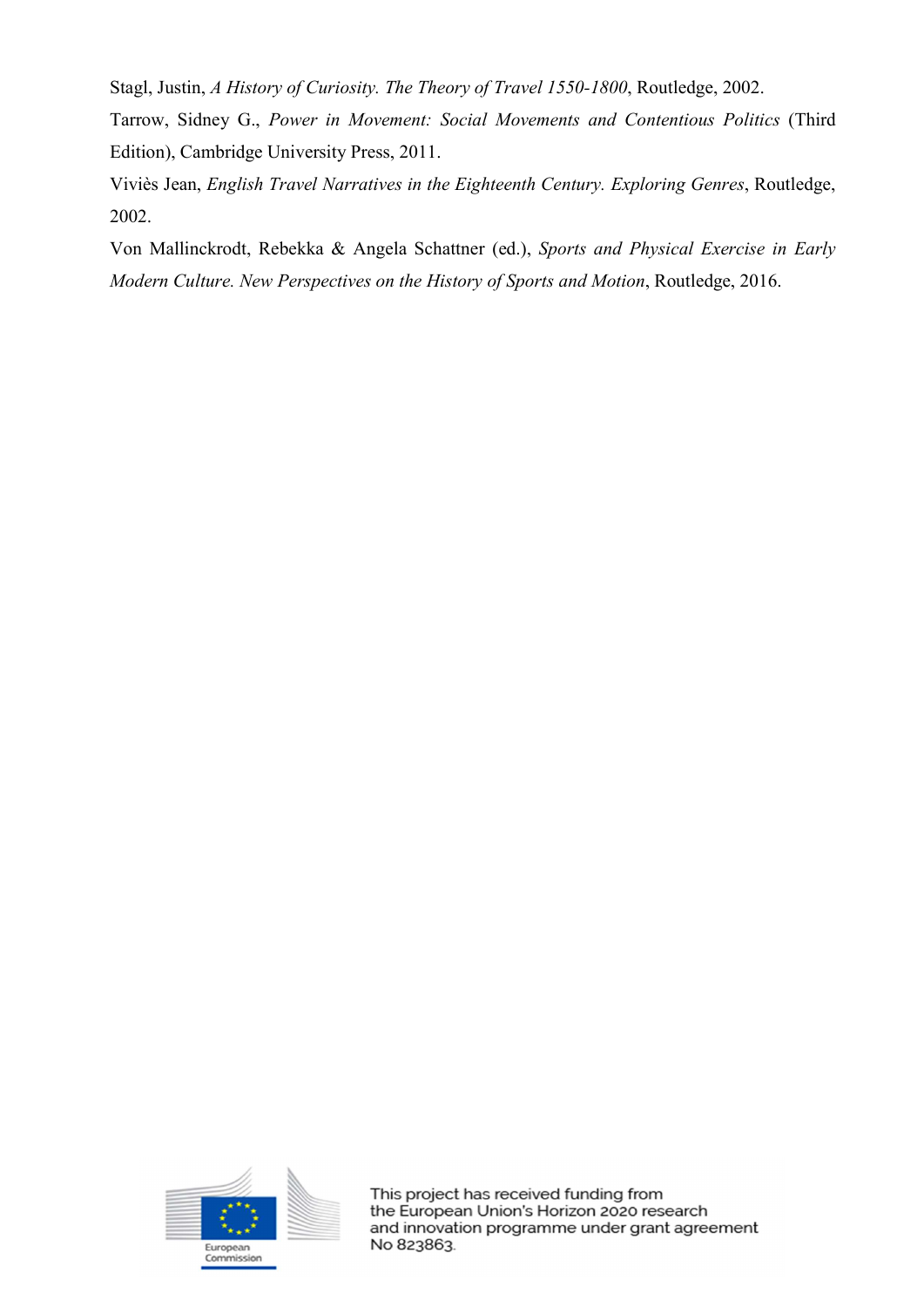Stagl, Justin, *A History of Curiosity. The Theory of Travel 1550-1800*, Routledge, 2002.

Tarrow, Sidney G., *Power in Movement: Social Movements and Contentious Politics* (Third Edition), Cambridge University Press, 2011.

Viviès Jean, *English Travel Narratives in the Eighteenth Century. Exploring Genres*, Routledge, 2002.

Von Mallinckrodt, Rebekka & Angela Schattner (ed.), *Sports and Physical Exercise in Early Modern Culture. New Perspectives on the History of Sports and Motion*, Routledge, 2016.

European Commission

This project has received funding from the European Union's Horizon 2020 research and innovation programme under grant agreement No 823863.